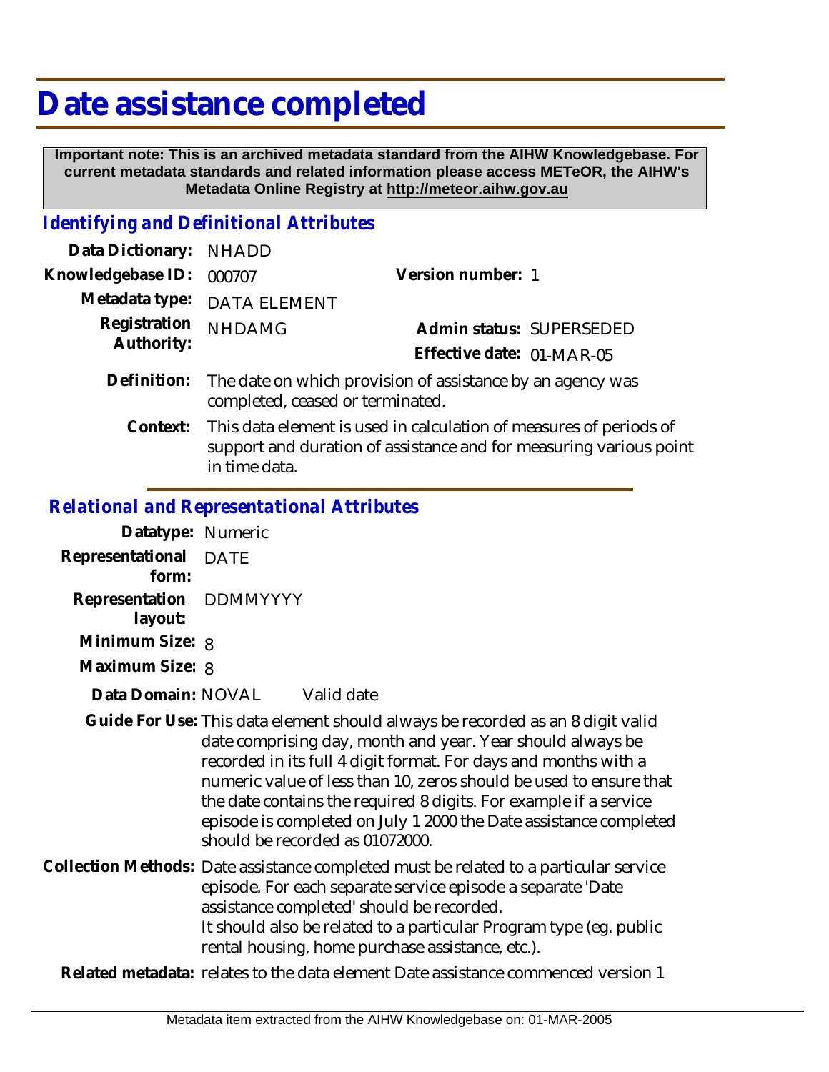# Date assistance completed

**Important note: This is an archived metadata standard from the AIHW Knowledgebase. For current metadata standards and related information please access METeOR, the AIHW's Metadata Online Registry at http://meteor.aihw.gov.au**

## *Identifying and Definitional Attributes*

**Data Dictionary:** NHADD

**Knowledgebase ID:** 000707

**Version number:** 1

**Metadata type:** DATA ELEMENT

**Registration Authority:** NHDAMG

**Admin status:** SUPERSEDED

**Effective date:** 01-MAR-05

**Definition:** The date on which provision of assistance by an agency was completed, ceased or terminated.

**Context:** This data element is used in calculation of measures of periods of support and duration of assistance and for measuring various point in time data.

## *Relational and Representational Attributes*

**Datatype:** Numeric

**Representational form:** DATE

**Representation layout:** DDMMYYYY

**Minimum Size:** 8

**Maximum Size:** 8

**Data Domain:** NOVAL Valid date

**Guide For Use:** This data element should always be recorded as an 8 digit valid date comprising day, month and year. Year should always be recorded in its full 4 digit format. For days and months with a numeric value of less than 10, zeros should be used to ensure that the date contains the required 8 digits. For example if a service episode is completed on July 1 2000 the Date assistance completed should be recorded as 01072000.

**Collection Methods:** Date assistance completed must be related to a particular service episode. For each separate service episode a separate 'Date assistance completed' should be recorded.
It should also be related to a particular Program type (eg. public rental housing, home purchase assistance, etc.).

**Related metadata:** relates to the data element Date assistance commenced version 1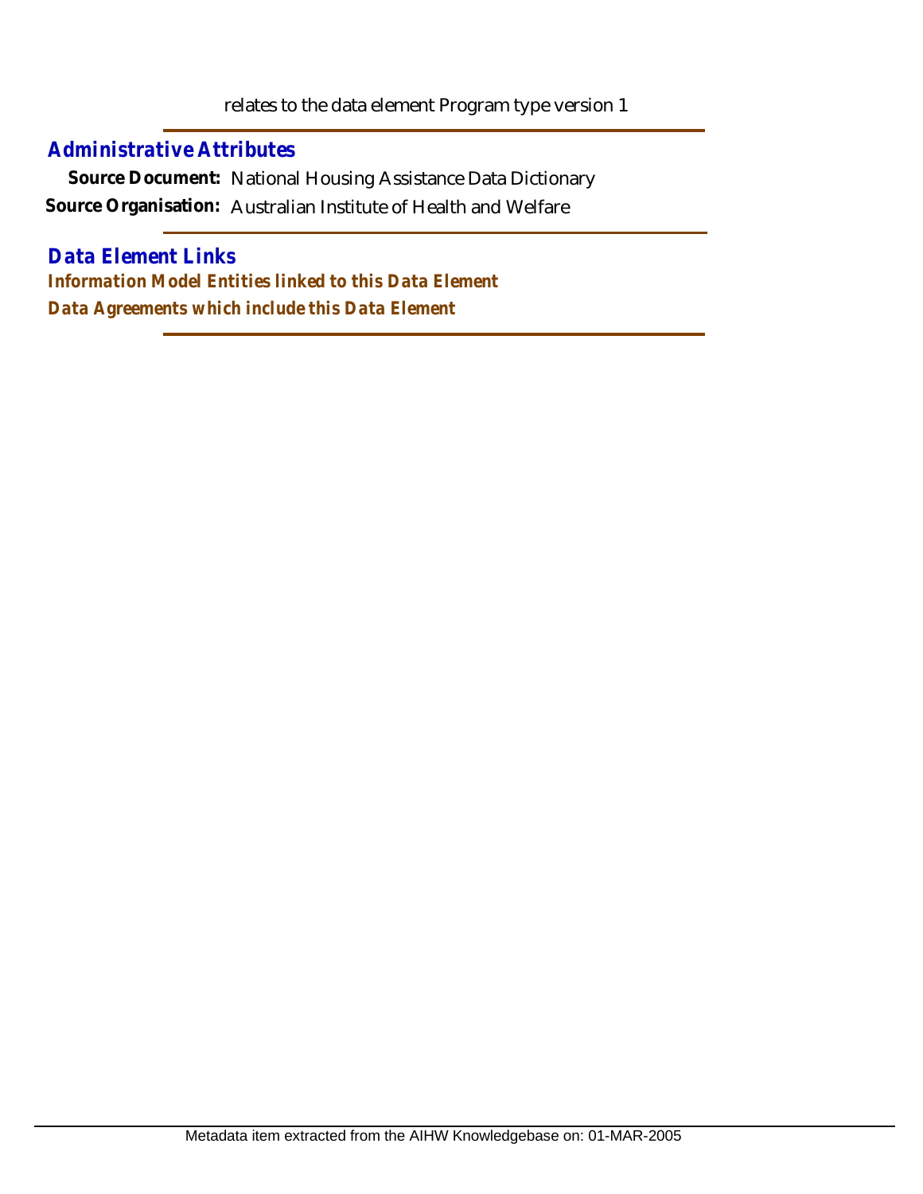relates to the data element Program type version 1

## Administrative Attributes

**Source Document:** National Housing Assistance Data Dictionary

**Source Organisation:** Australian Institute of Health and Welfare

## Data Element Links

***Information Model Entities linked to this Data Element***

***Data Agreements which include this Data Element***

Metadata item extracted from the AIHW Knowledgebase on: 01-MAR-2005